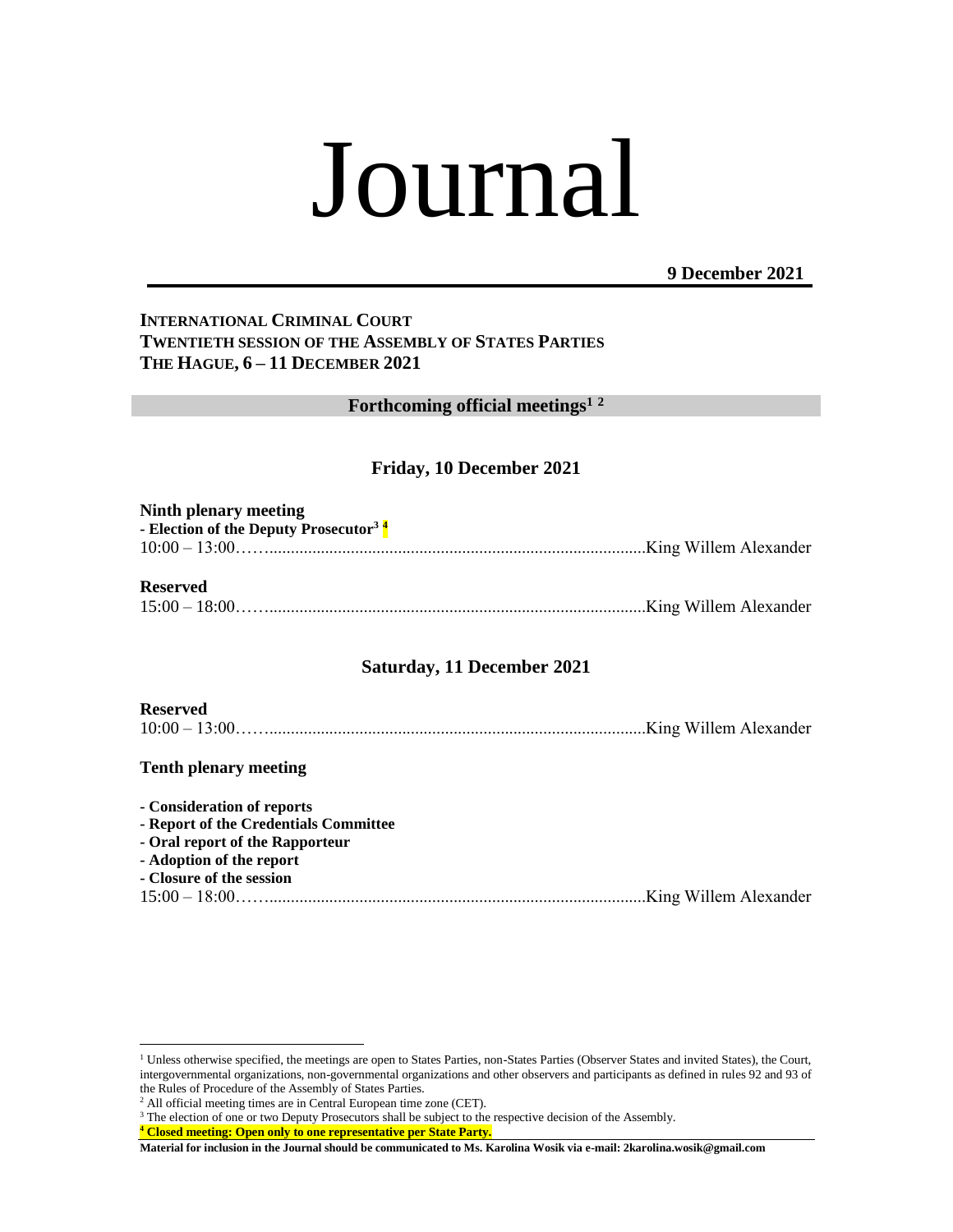# Journal

**9 December 2021**

**INTERNATIONAL CRIMINAL COURT**
**TWENTIETH SESSION OF THE ASSEMBLY OF STATES PARTIES**
**THE HAGUE, 6 – 11 DECEMBER 2021**

## Forthcoming official meetings[1] [2]

### Friday, 10 December 2021

**Ninth plenary meeting**
**- Election of the Deputy Prosecutor[3] [4]**
10:00 – 13:00……..........................................................................................King Willem Alexander

**Reserved**
15:00 – 18:00……..........................................................................................King Willem Alexander

### Saturday, 11 December 2021

**Reserved**
10:00 – 13:00……..........................................................................................King Willem Alexander

**Tenth plenary meeting**

**- Consideration of reports**
**- Report of the Credentials Committee**
**- Oral report of the Rapporteur**
**- Adoption of the report**
**- Closure of the session**
15:00 – 18:00……..........................................................................................King Willem Alexander

---

[1] Unless otherwise specified, the meetings are open to States Parties, non-States Parties (Observer States and invited States), the Court, intergovernmental organizations, non-governmental organizations and other observers and participants as defined in rules 92 and 93 of the Rules of Procedure of the Assembly of States Parties.

[2] All official meeting times are in Central European time zone (CET).

[3] The election of one or two Deputy Prosecutors shall be subject to the respective decision of the Assembly.

[4] **Closed meeting: Open only to one representative per State Party.**

**Material for inclusion in the Journal should be communicated to Ms. Karolina Wosik via e-mail: 2karolina.wosik@gmail.com**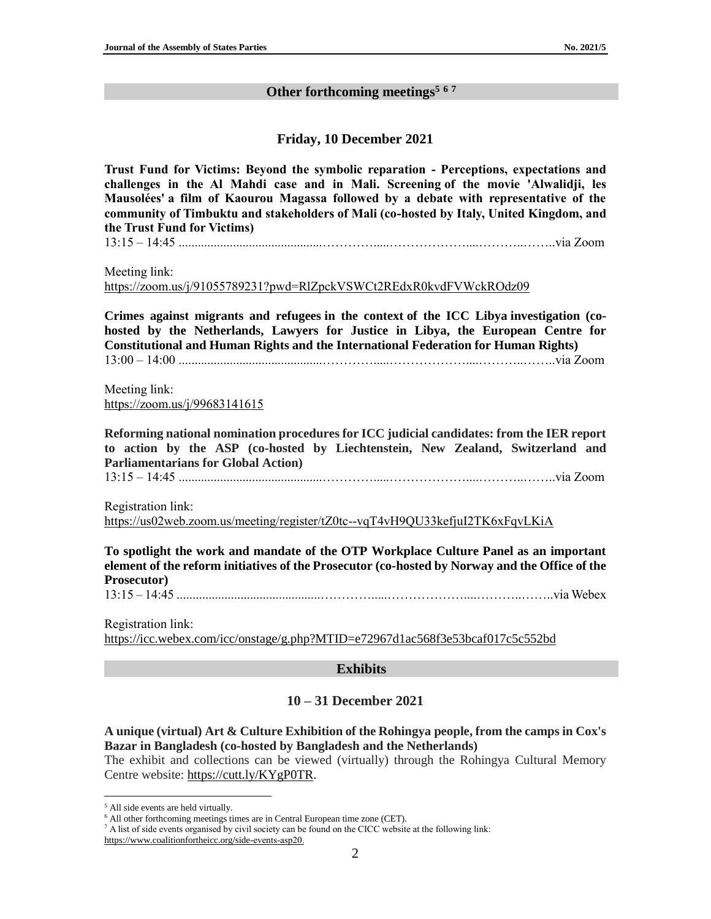## Other forthcoming meetings[5] [6] [7]

### Friday, 10 December 2021

**Trust Fund for Victims: Beyond the symbolic reparation - Perceptions, expectations and challenges in the Al Mahdi case and in Mali. Screening of the movie 'Alwalidji, les Mausolées' a film of Kaourou Magassa followed by a debate with representative of the community of Timbuktu and stakeholders of Mali (co-hosted by Italy, United Kingdom, and the Trust Fund for Victims)**

13:15 – 14:45 ....................................................................................via Zoom

Meeting link:
https://zoom.us/j/91055789231?pwd=RlZpckVSWCt2REdxR0kvdFVWckROdz09

**Crimes against migrants and refugees in the context of the ICC Libya investigation (co-hosted by the Netherlands, Lawyers for Justice in Libya, the European Centre for Constitutional and Human Rights and the International Federation for Human Rights)**

13:00 – 14:00 ....................................................................................via Zoom

Meeting link:
https://zoom.us/j/99683141615

**Reforming national nomination procedures for ICC judicial candidates: from the IER report to action by the ASP (co-hosted by Liechtenstein, New Zealand, Switzerland and Parliamentarians for Global Action)**

13:15 – 14:45 ....................................................................................via Zoom

Registration link:
https://us02web.zoom.us/meeting/register/tZ0tc--vqT4vH9QU33kefjuI2TK6xFqvLKiA

**To spotlight the work and mandate of the OTP Workplace Culture Panel as an important element of the reform initiatives of the Prosecutor (co-hosted by Norway and the Office of the Prosecutor)**

13:15 – 14:45 ....................................................................................via Webex

Registration link:
https://icc.webex.com/icc/onstage/g.php?MTID=e72967d1ac568f3e53bcaf017c5c552bd

## Exhibits

### 10 – 31 December 2021

**A unique (virtual) Art & Culture Exhibition of the Rohingya people, from the camps in Cox's Bazar in Bangladesh (co-hosted by Bangladesh and the Netherlands)**

The exhibit and collections can be viewed (virtually) through the Rohingya Cultural Memory Centre website: https://cutt.ly/KYgP0TR.

---

[5] All side events are held virtually.

[6] All other forthcoming meetings times are in Central European time zone (CET).

[7] A list of side events organised by civil society can be found on the CICC website at the following link: https://www.coalitionfortheicc.org/side-events-asp20.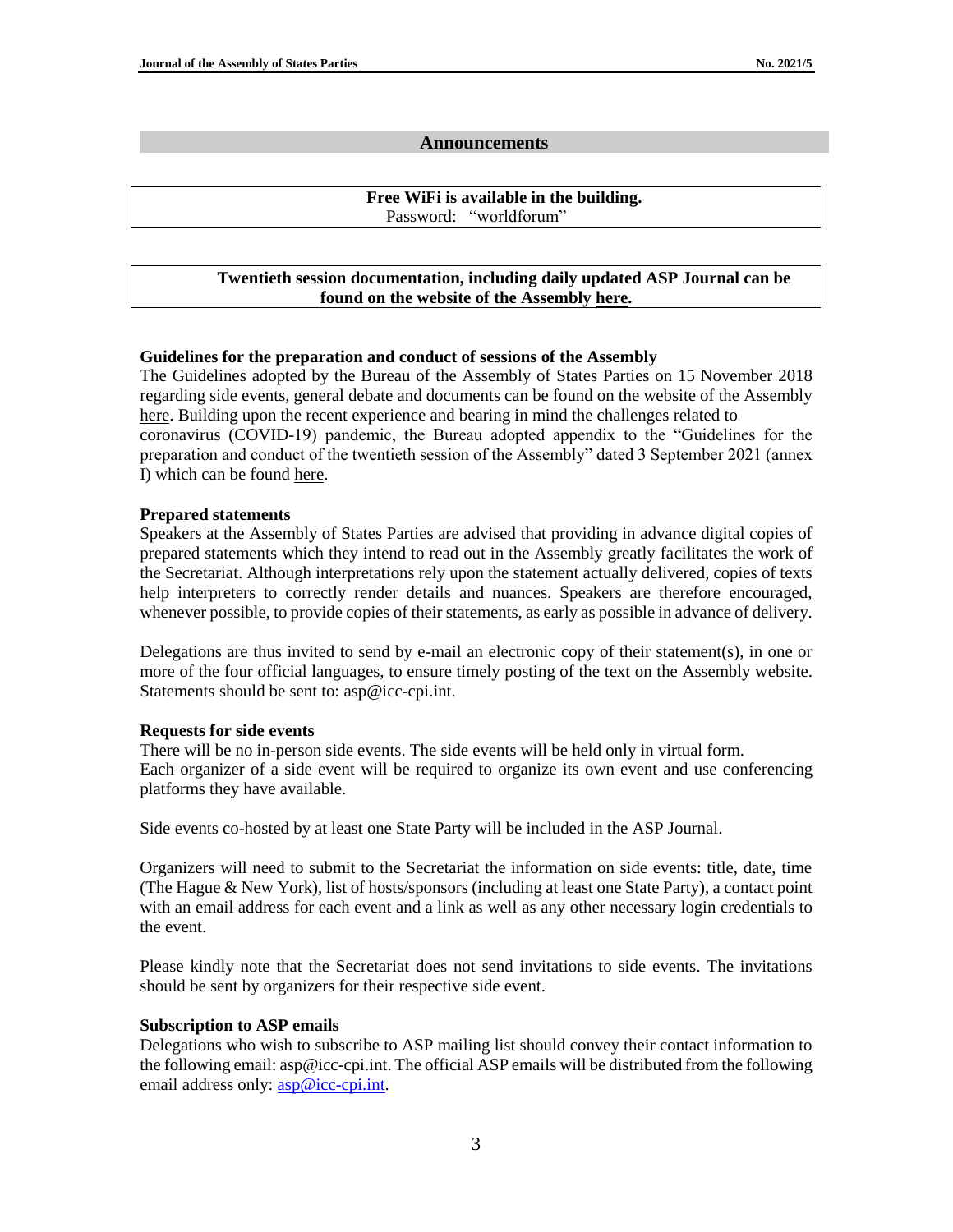## Announcements

**Free WiFi is available in the building.**
Password: "worldforum"

**Twentieth session documentation, including daily updated ASP Journal can be found on the website of the Assembly here.**

**Guidelines for the preparation and conduct of sessions of the Assembly**

The Guidelines adopted by the Bureau of the Assembly of States Parties on 15 November 2018 regarding side events, general debate and documents can be found on the website of the Assembly here. Building upon the recent experience and bearing in mind the challenges related to coronavirus (COVID-19) pandemic, the Bureau adopted appendix to the "Guidelines for the preparation and conduct of the twentieth session of the Assembly" dated 3 September 2021 (annex I) which can be found here.

**Prepared statements**

Speakers at the Assembly of States Parties are advised that providing in advance digital copies of prepared statements which they intend to read out in the Assembly greatly facilitates the work of the Secretariat. Although interpretations rely upon the statement actually delivered, copies of texts help interpreters to correctly render details and nuances. Speakers are therefore encouraged, whenever possible, to provide copies of their statements, as early as possible in advance of delivery.

Delegations are thus invited to send by e-mail an electronic copy of their statement(s), in one or more of the four official languages, to ensure timely posting of the text on the Assembly website. Statements should be sent to: asp@icc-cpi.int.

**Requests for side events**

There will be no in-person side events. The side events will be held only in virtual form.
Each organizer of a side event will be required to organize its own event and use conferencing platforms they have available.

Side events co-hosted by at least one State Party will be included in the ASP Journal.

Organizers will need to submit to the Secretariat the information on side events: title, date, time (The Hague & New York), list of hosts/sponsors (including at least one State Party), a contact point with an email address for each event and a link as well as any other necessary login credentials to the event.

Please kindly note that the Secretariat does not send invitations to side events. The invitations should be sent by organizers for their respective side event.

**Subscription to ASP emails**

Delegations who wish to subscribe to ASP mailing list should convey their contact information to the following email: asp@icc-cpi.int. The official ASP emails will be distributed from the following email address only: asp@icc-cpi.int.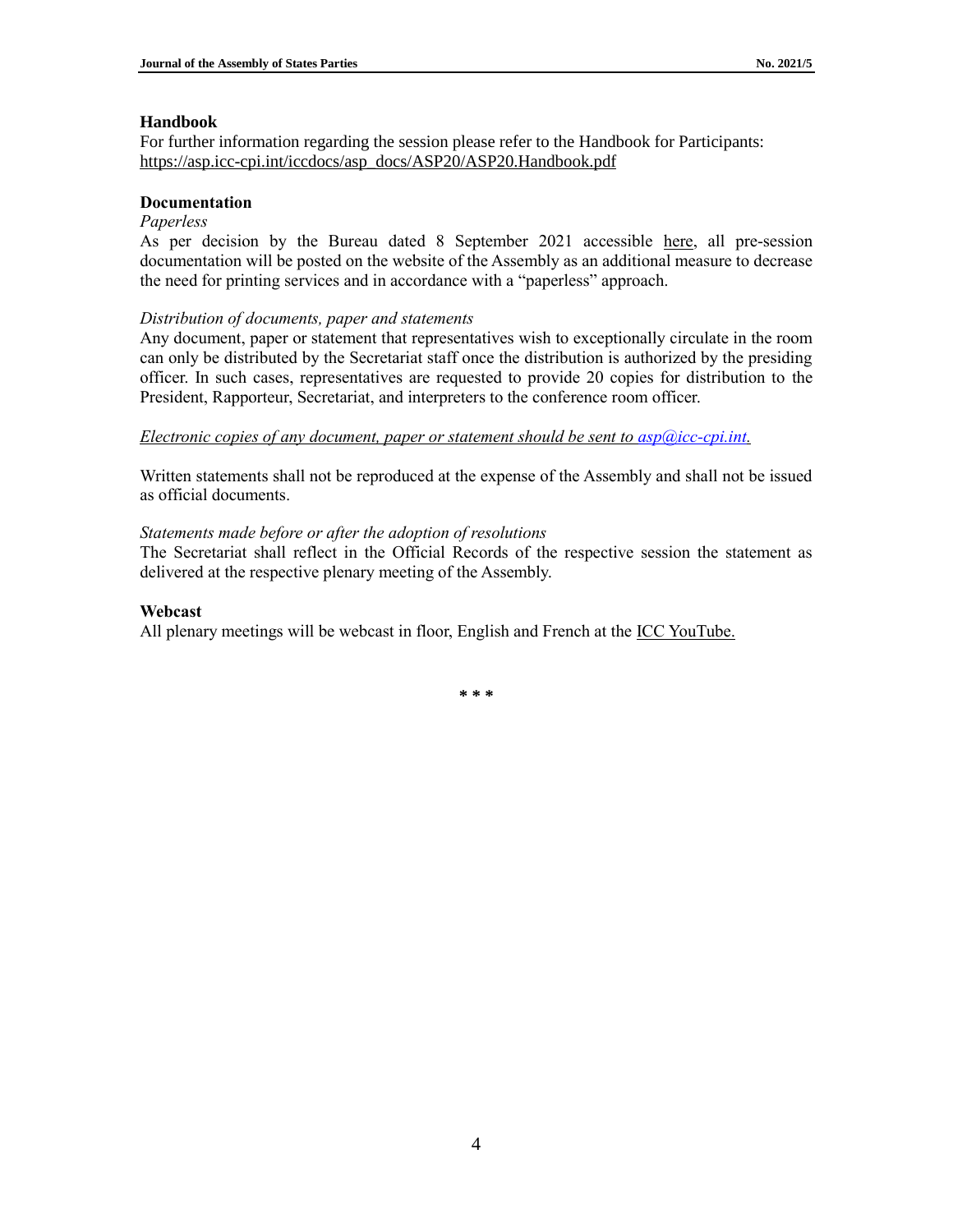**Handbook**

For further information regarding the session please refer to the Handbook for Participants: https://asp.icc-cpi.int/iccdocs/asp_docs/ASP20/ASP20.Handbook.pdf

**Documentation**

*Paperless*

As per decision by the Bureau dated 8 September 2021 accessible here, all pre-session documentation will be posted on the website of the Assembly as an additional measure to decrease the need for printing services and in accordance with a "paperless" approach.

*Distribution of documents, paper and statements*

Any document, paper or statement that representatives wish to exceptionally circulate in the room can only be distributed by the Secretariat staff once the distribution is authorized by the presiding officer. In such cases, representatives are requested to provide 20 copies for distribution to the President, Rapporteur, Secretariat, and interpreters to the conference room officer.

*Electronic copies of any document, paper or statement should be sent to asp@icc-cpi.int.*

Written statements shall not be reproduced at the expense of the Assembly and shall not be issued as official documents.

*Statements made before or after the adoption of resolutions*

The Secretariat shall reflect in the Official Records of the respective session the statement as delivered at the respective plenary meeting of the Assembly.

**Webcast**

All plenary meetings will be webcast in floor, English and French at the ICC YouTube.

\* \* \*